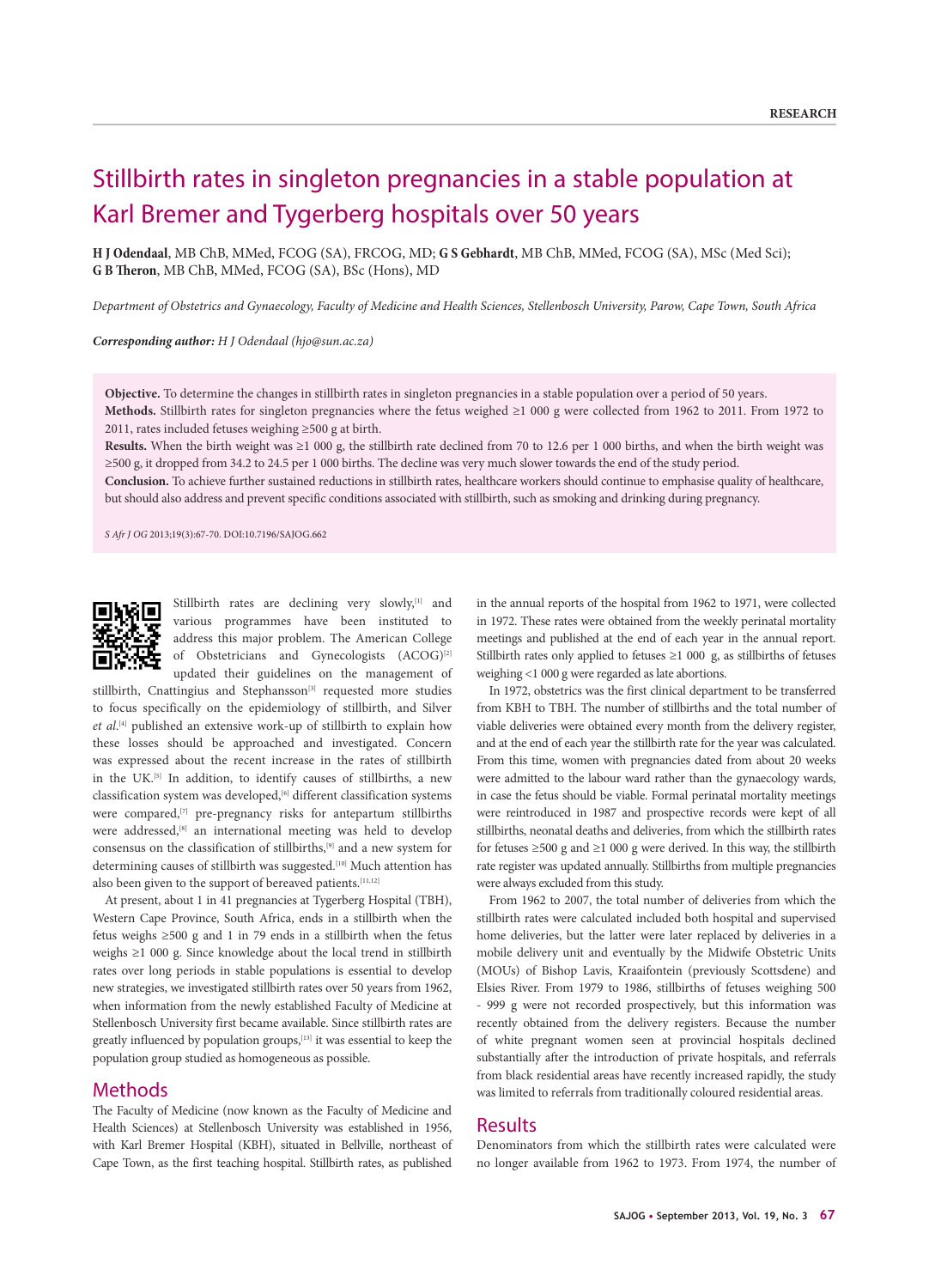# Stillbirth rates in singleton pregnancies in a stable population at Karl Bremer and Tygerberg hospitals over 50 years

**H J Odendaal**, MB ChB, MMed, FCOG (SA), FRCOG, MD; **G S Gebhardt**, MB ChB, MMed, FCOG (SA), MSc (Med Sci); **G B Theron**, MB ChB, MMed, FCOG (SA), BSc (Hons), MD

*Department of Obstetrics and Gynaecology, Faculty of Medicine and Health Sciences, Stellenbosch University, Parow, Cape Town, South Africa*

***Corresponding author:** H J Odendaal (hjo@sun.ac.za)*

**Objective.** To determine the changes in stillbirth rates in singleton pregnancies in a stable population over a period of 50 years.

**Methods.** Stillbirth rates for singleton pregnancies where the fetus weighed ≥1 000 g were collected from 1962 to 2011. From 1972 to 2011, rates included fetuses weighing ≥500 g at birth.

**Results.** When the birth weight was ≥1 000 g, the stillbirth rate declined from 70 to 12.6 per 1 000 births, and when the birth weight was ≥500 g, it dropped from 34.2 to 24.5 per 1 000 births. The decline was very much slower towards the end of the study period.

**Conclusion.** To achieve further sustained reductions in stillbirth rates, healthcare workers should continue to emphasise quality of healthcare, but should also address and prevent specific conditions associated with stillbirth, such as smoking and drinking during pregnancy.

*S Afr J OG* 2013;19(3):67-70. DOI:10.7196/SAJOG.662

Stillbirth rates are declining very slowly,[1] and various programmes have been instituted to address this major problem. The American College of Obstetricians and Gynecologists (ACOG)[2] updated their guidelines on the management of stillbirth, Cnattingius and Stephansson[3] requested more studies to focus specifically on the epidemiology of stillbirth, and Silver *et al.*[4] published an extensive work-up of stillbirth to explain how these losses should be approached and investigated. Concern was expressed about the recent increase in the rates of stillbirth in the UK.[5] In addition, to identify causes of stillbirths, a new classification system was developed,[6] different classification systems were compared,[7] pre-pregnancy risks for antepartum stillbirths were addressed,[8] an international meeting was held to develop consensus on the classification of stillbirths,[9] and a new system for determining causes of stillbirth was suggested.[10] Much attention has also been given to the support of bereaved patients.[11,12]

At present, about 1 in 41 pregnancies at Tygerberg Hospital (TBH), Western Cape Province, South Africa, ends in a stillbirth when the fetus weighs ≥500 g and 1 in 79 ends in a stillbirth when the fetus weighs ≥1 000 g. Since knowledge about the local trend in stillbirth rates over long periods in stable populations is essential to develop new strategies, we investigated stillbirth rates over 50 years from 1962, when information from the newly established Faculty of Medicine at Stellenbosch University first became available. Since stillbirth rates are greatly influenced by population groups,[13] it was essential to keep the population group studied as homogeneous as possible.

## Methods

The Faculty of Medicine (now known as the Faculty of Medicine and Health Sciences) at Stellenbosch University was established in 1956, with Karl Bremer Hospital (KBH), situated in Bellville, northeast of Cape Town, as the first teaching hospital. Stillbirth rates, as published in the annual reports of the hospital from 1962 to 1971, were collected in 1972. These rates were obtained from the weekly perinatal mortality meetings and published at the end of each year in the annual report. Stillbirth rates only applied to fetuses ≥1 000 g, as stillbirths of fetuses weighing <1 000 g were regarded as late abortions.

In 1972, obstetrics was the first clinical department to be transferred from KBH to TBH. The number of stillbirths and the total number of viable deliveries were obtained every month from the delivery register, and at the end of each year the stillbirth rate for the year was calculated. From this time, women with pregnancies dated from about 20 weeks were admitted to the labour ward rather than the gynaecology wards, in case the fetus should be viable. Formal perinatal mortality meetings were reintroduced in 1987 and prospective records were kept of all stillbirths, neonatal deaths and deliveries, from which the stillbirth rates for fetuses ≥500 g and ≥1 000 g were derived. In this way, the stillbirth rate register was updated annually. Stillbirths from multiple pregnancies were always excluded from this study.

From 1962 to 2007, the total number of deliveries from which the stillbirth rates were calculated included both hospital and supervised home deliveries, but the latter were later replaced by deliveries in a mobile delivery unit and eventually by the Midwife Obstetric Units (MOUs) of Bishop Lavis, Kraaifontein (previously Scottsdene) and Elsies River. From 1979 to 1986, stillbirths of fetuses weighing 500 - 999 g were not recorded prospectively, but this information was recently obtained from the delivery registers. Because the number of white pregnant women seen at provincial hospitals declined substantially after the introduction of private hospitals, and referrals from black residential areas have recently increased rapidly, the study was limited to referrals from traditionally coloured residential areas.

## Results

Denominators from which the stillbirth rates were calculated were no longer available from 1962 to 1973. From 1974, the number of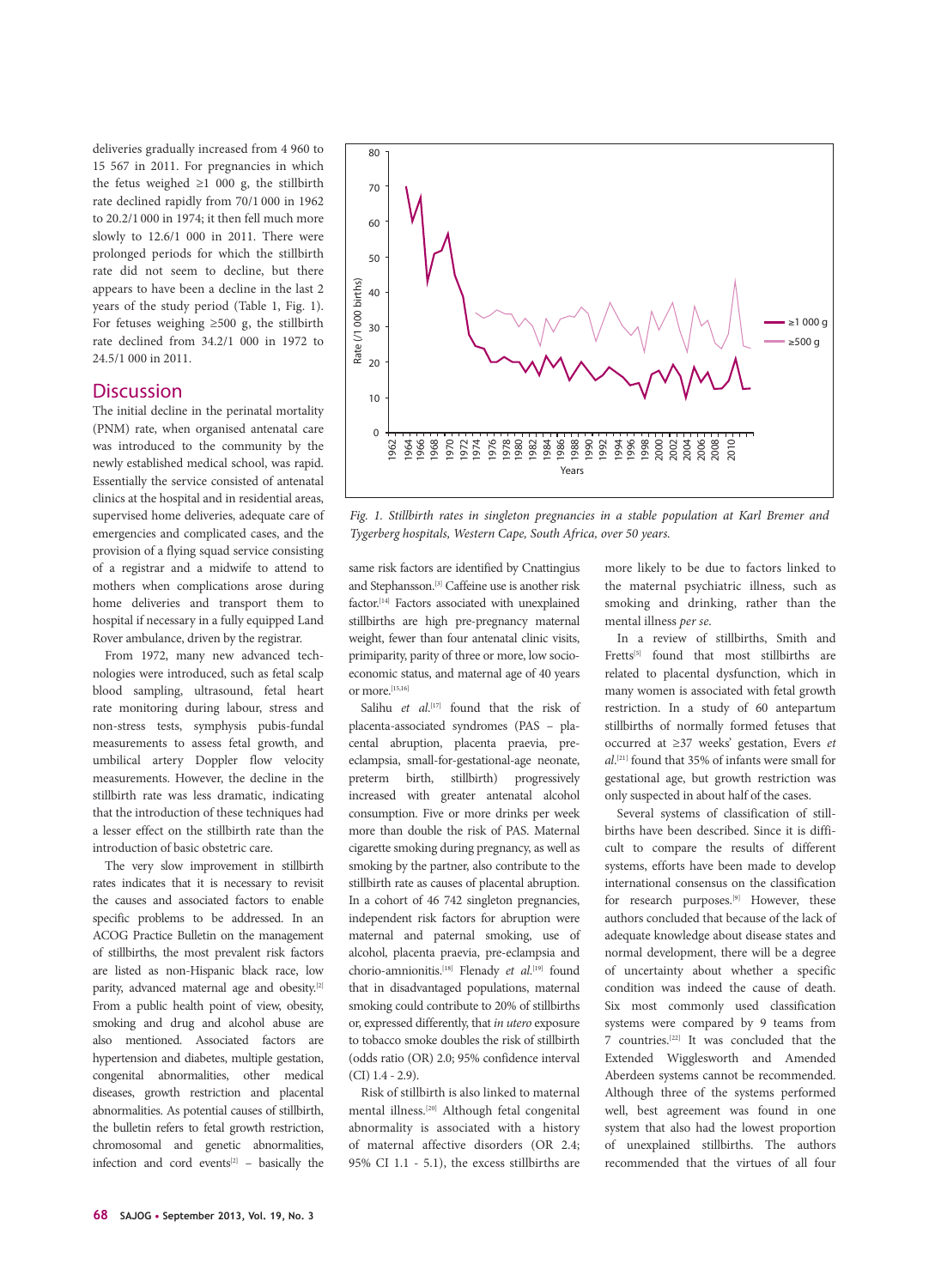deliveries gradually increased from 4 960 to 15 567 in 2011. For pregnancies in which the fetus weighed ≥1 000 g, the stillbirth rate declined rapidly from 70/1 000 in 1962 to 20.2/1 000 in 1974; it then fell much more slowly to 12.6/1 000 in 2011. There were prolonged periods for which the stillbirth rate did not seem to decline, but there appears to have been a decline in the last 2 years of the study period (Table 1, Fig. 1). For fetuses weighing ≥500 g, the stillbirth rate declined from 34.2/1 000 in 1972 to 24.5/1 000 in 2011.

*Fig. 1. Stillbirth rates in singleton pregnancies in a stable population at Karl Bremer and Tygerberg hospitals, Western Cape, South Africa, over 50 years.*

## Discussion

The initial decline in the perinatal mortality (PNM) rate, when organised antenatal care was introduced to the community by the newly established medical school, was rapid. Essentially the service consisted of antenatal clinics at the hospital and in residential areas, supervised home deliveries, adequate care of emergencies and complicated cases, and the provision of a flying squad service consisting of a registrar and a midwife to attend to mothers when complications arose during home deliveries and transport them to hospital if necessary in a fully equipped Land Rover ambulance, driven by the registrar.

From 1972, many new advanced technologies were introduced, such as fetal scalp blood sampling, ultrasound, fetal heart rate monitoring during labour, stress and non-stress tests, symphysis pubis-fundal measurements to assess fetal growth, and umbilical artery Doppler flow velocity measurements. However, the decline in the stillbirth rate was less dramatic, indicating that the introduction of these techniques had a lesser effect on the stillbirth rate than the introduction of basic obstetric care.

The very slow improvement in stillbirth rates indicates that it is necessary to revisit the causes and associated factors to enable specific problems to be addressed. In an ACOG Practice Bulletin on the management of stillbirths, the most prevalent risk factors are listed as non-Hispanic black race, low parity, advanced maternal age and obesity.[2] From a public health point of view, obesity, smoking and drug and alcohol abuse are also mentioned. Associated factors are hypertension and diabetes, multiple gestation, congenital abnormalities, other medical diseases, growth restriction and placental abnormalities. As potential causes of stillbirth, the bulletin refers to fetal growth restriction, chromosomal and genetic abnormalities, infection and cord events[2] – basically the same risk factors are identified by Cnattingius and Stephansson.[3] Caffeine use is another risk factor.[14] Factors associated with unexplained stillbirths are high pre-pregnancy maternal weight, fewer than four antenatal clinic visits, primiparity, parity of three or more, low socio-economic status, and maternal age of 40 years or more.[15,16]

Salihu *et al.*[17] found that the risk of placenta-associated syndromes (PAS – placental abruption, placenta praevia, pre-eclampsia, small-for-gestational-age neonate, preterm birth, stillbirth) progressively increased with greater antenatal alcohol consumption. Five or more drinks per week more than double the risk of PAS. Maternal cigarette smoking during pregnancy, as well as smoking by the partner, also contribute to the stillbirth rate as causes of placental abruption. In a cohort of 46 742 singleton pregnancies, independent risk factors for abruption were maternal and paternal smoking, use of alcohol, placenta praevia, pre-eclampsia and chorio-amnionitis.[18] Flenady *et al.*[19] found that in disadvantaged populations, maternal smoking could contribute to 20% of stillbirths or, expressed differently, that *in utero* exposure to tobacco smoke doubles the risk of stillbirth (odds ratio (OR) 2.0; 95% confidence interval (CI) 1.4 - 2.9).

Risk of stillbirth is also linked to maternal mental illness.[20] Although fetal congenital abnormality is associated with a history of maternal affective disorders (OR 2.4; 95% CI 1.1 - 5.1), the excess stillbirths are more likely to be due to factors linked to the maternal psychiatric illness, such as smoking and drinking, rather than the mental illness *per se*.

In a review of stillbirths, Smith and Fretts[5] found that most stillbirths are related to placental dysfunction, which in many women is associated with fetal growth restriction. In a study of 60 antepartum stillbirths of normally formed fetuses that occurred at ≥37 weeks' gestation, Evers *et al.*[21] found that 35% of infants were small for gestational age, but growth restriction was only suspected in about half of the cases.

Several systems of classification of stillbirths have been described. Since it is difficult to compare the results of different systems, efforts have been made to develop international consensus on the classification for research purposes.[9] However, these authors concluded that because of the lack of adequate knowledge about disease states and normal development, there will be a degree of uncertainty about whether a specific condition was indeed the cause of death. Six most commonly used classification systems were compared by 9 teams from 7 countries.[22] It was concluded that the Extended Wigglesworth and Amended Aberdeen systems cannot be recommended. Although three of the systems performed well, best agreement was found in one system that also had the lowest proportion of unexplained stillbirths. The authors recommended that the virtues of all four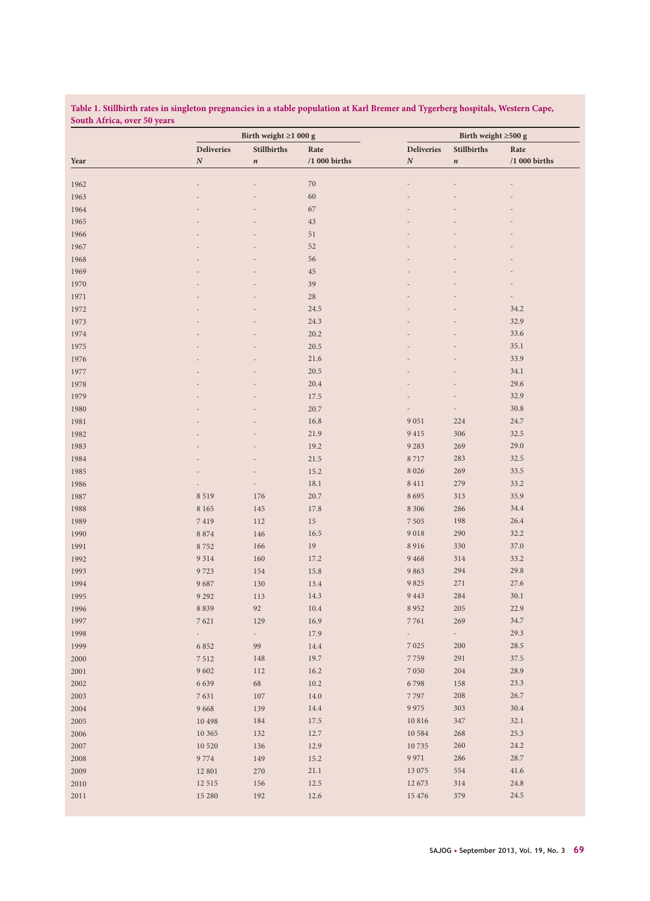**Table 1. Stillbirth rates in singleton pregnancies in a stable population at Karl Bremer and Tygerberg hospitals, Western Cape, South Africa, over 50 years**

| | Birth weight ≥1 000 g | | | Birth weight ≥500 g | | |
|---|---|---|---|---|---|---|
| Year | Deliveries *N* | Stillbirths *n* | Rate /1 000 births | Deliveries *N* | Stillbirths *n* | Rate /1 000 births |
| 1962 | - | - | 70 | - | - | - |
| 1963 | - | - | 60 | - | - | - |
| 1964 | - | - | 67 | - | - | - |
| 1965 | - | - | 43 | - | - | - |
| 1966 | - | - | 51 | - | - | - |
| 1967 | - | - | 52 | - | - | - |
| 1968 | - | - | 56 | - | - | - |
| 1969 | - | - | 45 | - | - | - |
| 1970 | - | - | 39 | - | - | - |
| 1971 | - | - | 28 | - | - | - |
| 1972 | - | - | 24.5 | - | - | 34.2 |
| 1973 | - | - | 24.3 | - | - | 32.9 |
| 1974 | - | - | 20.2 | - | - | 33.6 |
| 1975 | - | - | 20.5 | - | - | 35.1 |
| 1976 | - | - | 21.6 | - | - | 33.9 |
| 1977 | - | - | 20.5 | - | - | 34.1 |
| 1978 | - | - | 20.4 | - | - | 29.6 |
| 1979 | - | - | 17.5 | - | - | 32.9 |
| 1980 | - | - | 20.7 | - | - | 30.8 |
| 1981 | - | - | 16.8 | 9 051 | 224 | 24.7 |
| 1982 | - | - | 21.9 | 9 415 | 306 | 32.5 |
| 1983 | - | - | 19.2 | 9 283 | 269 | 29.0 |
| 1984 | - | - | 21.5 | 8 717 | 283 | 32.5 |
| 1985 | - | - | 15.2 | 8 026 | 269 | 33.5 |
| 1986 | - | - | 18.1 | 8 411 | 279 | 33.2 |
| 1987 | 8 519 | 176 | 20.7 | 8 695 | 313 | 35.9 |
| 1988 | 8 165 | 145 | 17.8 | 8 306 | 286 | 34.4 |
| 1989 | 7 419 | 112 | 15 | 7 505 | 198 | 26.4 |
| 1990 | 8 874 | 146 | 16.5 | 9 018 | 290 | 32.2 |
| 1991 | 8 752 | 166 | 19 | 8 916 | 330 | 37.0 |
| 1992 | 9 314 | 160 | 17.2 | 9 468 | 314 | 33.2 |
| 1993 | 9 723 | 154 | 15.8 | 9 863 | 294 | 29.8 |
| 1994 | 9 687 | 130 | 13.4 | 9 825 | 271 | 27.6 |
| 1995 | 9 292 | 113 | 14.3 | 9 443 | 284 | 30.1 |
| 1996 | 8 839 | 92 | 10.4 | 8 952 | 205 | 22.9 |
| 1997 | 7 621 | 129 | 16.9 | 7 761 | 269 | 34.7 |
| 1998 | - | - | 17.9 | - | - | 29.3 |
| 1999 | 6 852 | 99 | 14.4 | 7 025 | 200 | 28.5 |
| 2000 | 7 512 | 148 | 19.7 | 7 759 | 291 | 37.5 |
| 2001 | 9 602 | 112 | 16.2 | 7 050 | 204 | 28.9 |
| 2002 | 6 639 | 68 | 10.2 | 6 798 | 158 | 23.3 |
| 2003 | 7 631 | 107 | 14.0 | 7 797 | 208 | 26.7 |
| 2004 | 9 668 | 139 | 14.4 | 9 975 | 303 | 30.4 |
| 2005 | 10 498 | 184 | 17.5 | 10 816 | 347 | 32.1 |
| 2006 | 10 365 | 132 | 12.7 | 10 584 | 268 | 25.3 |
| 2007 | 10 520 | 136 | 12.9 | 10 735 | 260 | 24.2 |
| 2008 | 9 774 | 149 | 15.2 | 9 971 | 286 | 28.7 |
| 2009 | 12 801 | 270 | 21.1 | 13 075 | 554 | 41.6 |
| 2010 | 12 515 | 156 | 12.5 | 12 673 | 314 | 24.8 |
| 2011 | 15 280 | 192 | 12.6 | 15 476 | 379 | 24.5 |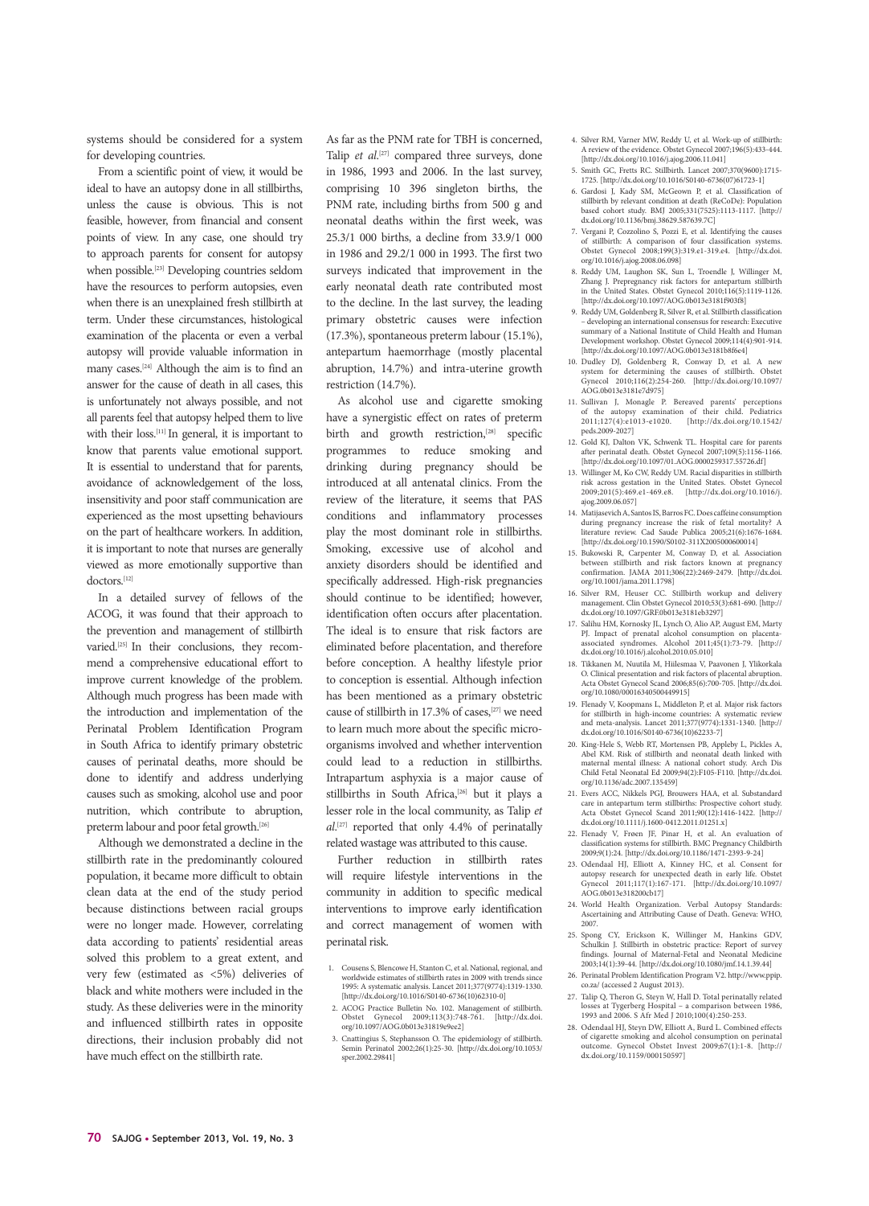systems should be considered for a system for developing countries.

From a scientific point of view, it would be ideal to have an autopsy done in all stillbirths, unless the cause is obvious. This is not feasible, however, from financial and consent points of view. In any case, one should try to approach parents for consent for autopsy when possible.[23] Developing countries seldom have the resources to perform autopsies, even when there is an unexplained fresh stillbirth at term. Under these circumstances, histological examination of the placenta or even a verbal autopsy will provide valuable information in many cases.[24] Although the aim is to find an answer for the cause of death in all cases, this is unfortunately not always possible, and not all parents feel that autopsy helped them to live with their loss.[11] In general, it is important to know that parents value emotional support. It is essential to understand that for parents, avoidance of acknowledgement of the loss, insensitivity and poor staff communication are experienced as the most upsetting behaviours on the part of healthcare workers. In addition, it is important to note that nurses are generally viewed as more emotionally supportive than doctors.[12]

In a detailed survey of fellows of the ACOG, it was found that their approach to the prevention and management of stillbirth varied.[25] In their conclusions, they recommend a comprehensive educational effort to improve current knowledge of the problem. Although much progress has been made with the introduction and implementation of the Perinatal Problem Identification Program in South Africa to identify primary obstetric causes of perinatal deaths, more should be done to identify and address underlying causes such as smoking, alcohol use and poor nutrition, which contribute to abruption, preterm labour and poor fetal growth.[26]

Although we demonstrated a decline in the stillbirth rate in the predominantly coloured population, it became more difficult to obtain clean data at the end of the study period because distinctions between racial groups were no longer made. However, correlating data according to patients' residential areas solved this problem to a great extent, and very few (estimated as <5%) deliveries of black and white mothers were included in the study. As these deliveries were in the minority and influenced stillbirth rates in opposite directions, their inclusion probably did not have much effect on the stillbirth rate.

As far as the PNM rate for TBH is concerned, Talip *et al.*[27] compared three surveys, done in 1986, 1993 and 2006. In the last survey, comprising 10 396 singleton births, the PNM rate, including births from 500 g and neonatal deaths within the first week, was 25.3/1 000 births, a decline from 33.9/1 000 in 1986 and 29.2/1 000 in 1993. The first two surveys indicated that improvement in the early neonatal death rate contributed most to the decline. In the last survey, the leading primary obstetric causes were infection (17.3%), spontaneous preterm labour (15.1%), antepartum haemorrhage (mostly placental abruption, 14.7%) and intra-uterine growth restriction (14.7%).

As alcohol use and cigarette smoking have a synergistic effect on rates of preterm birth and growth restriction,[28] specific programmes to reduce smoking and drinking during pregnancy should be introduced at all antenatal clinics. From the review of the literature, it seems that PAS conditions and inflammatory processes play the most dominant role in stillbirths. Smoking, excessive use of alcohol and anxiety disorders should be identified and specifically addressed. High-risk pregnancies should continue to be identified; however, identification often occurs after placentation. The ideal is to ensure that risk factors are eliminated before placentation, and therefore before conception. A healthy lifestyle prior to conception is essential. Although infection has been mentioned as a primary obstetric cause of stillbirth in 17.3% of cases,[27] we need to learn much more about the specific microorganisms involved and whether intervention could lead to a reduction in stillbirths. Intrapartum asphyxia is a major cause of stillbirths in South Africa,[26] but it plays a lesser role in the local community, as Talip *et al.*[27] reported that only 4.4% of perinatally related wastage was attributed to this cause.

Further reduction in stillbirth rates will require lifestyle interventions in the community in addition to specific medical interventions to improve early identification and correct management of women with perinatal risk.

1. Cousens S, Blencowe H, Stanton C, et al. National, regional, and worldwide estimates of stillbirth rates in 2009 with trends since 1995: A systematic analysis. Lancet 2011;377(9774):1319-1330. [http://dx.doi.org/10.1016/S0140-6736(10)62310-0]
2. ACOG Practice Bulletin No. 102. Management of stillbirth. Obstet Gynecol 2009;113(3):748-761. [http://dx.doi.org/10.1097/AOG.0b013e31819e9ee2]
3. Cnattingius S, Stephansson O. The epidemiology of stillbirth. Semin Perinatol 2002;26(1):25-30. [http://dx.doi.org/10.1053/sper.2002.29841]
4. Silver RM, Varner MW, Reddy U, et al. Work-up of stillbirth: A review of the evidence. Obstet Gynecol 2007;196(5):433-444. [http://dx.doi.org/10.1016/j.ajog.2006.11.041]
5. Smith GC, Fretts RC. Stillbirth. Lancet 2007;370(9600):1715-1725. [http://dx.doi.org/10.1016/S0140-6736(07)61723-1]
6. Gardosi J, Kady SM, McGeown P, et al. Classification of stillbirth by relevant condition at death (ReCoDe): Population based cohort study. BMJ 2005;331(7525):1113-1117. [http://dx.doi.org/10.1136/bmj.38629.587639.7C]
7. Vergani P, Cozzolino S, Pozzi E, et al. Identifying the causes of stillbirth: A comparison of four classification systems. Obstet Gynecol 2008;199(3):319.e1-319.e4. [http://dx.doi.org/10.1016/j.ajog.2008.06.098]
8. Reddy UM, Laughon SK, Sun L, Troendle J, Willinger M, Zhang J. Prepregnancy risk factors for antepartum stillbirth in the United States. Obstet Gynecol 2010;116(5):1119-1126. [http://dx.doi.org/10.1097/AOG.0b013e3181f903f8]
9. Reddy UM, Goldenberg R, Silver R, et al. Stillbirth classification – developing an international consensus for research: Executive summary of a National Institute of Child Health and Human Development workshop. Obstet Gynecol 2009;114(4):901-914. [http://dx.doi.org/10.1097/AOG.0b013e3181b8f6e4]
10. Dudley DJ, Goldenberg R, Conway D, et al. A new system for determining the causes of stillbirth. Obstet Gynecol 2010;116(2):254-260. [http://dx.doi.org/10.1097/AOG.0b013e3181e7d975]
11. Sullivan J, Monagle P. Bereaved parents' perceptions of the autopsy examination of their child. Pediatrics 2011;127(4):e1013-e1020. [http://dx.doi.org/10.1542/peds.2009-2027]
12. Gold KJ, Dalton VK, Schwenk TL. Hospital care for parents after perinatal death. Obstet Gynecol 2007;109(5):1156-1166. [http://dx.doi.org/10.1097/01.AOG.0000259317.55726.df]
13. Willinger M, Ko CW, Reddy UM. Racial disparities in stillbirth risk across gestation in the United States. Obstet Gynecol 2009;201(5):469.e1-469.e8. [http://dx.doi.org/10.1016/j.ajog.2009.06.057]
14. Matijasevich A, Santos IS, Barros FC. Does caffeine consumption during pregnancy increase the risk of fetal mortality? A literature review. Cad Saude Publica 2005;21(6):1676-1684. [http://dx.doi.org/10.1590/S0102-311X2005000600014]
15. Bukowski R, Carpenter M, Conway D, et al. Association between stillbirth and risk factors known at pregnancy confirmation. JAMA 2011;306(22):2469-2479. [http://dx.doi.org/10.1001/jama.2011.1798]
16. Silver RM, Heuser CC. Stillbirth workup and delivery management. Clin Obstet Gynecol 2010;53(3):681-690. [http://dx.doi.org/10.1097/GRF.0b013e3181eb3297]
17. Salihu HM, Kornosky JL, Lynch O, Alio AP, August EM, Marty PJ. Impact of prenatal alcohol consumption on placenta-associated syndromes. Alcohol 2011;45(1):73-79. [http://dx.doi.org/10.1016/j.alcohol.2010.05.010]
18. Tikkanen M, Nuutila M, Hiilesmaa V, Paavonen J, Ylikorkala O. Clinical presentation and risk factors of placental abruption. Acta Obstet Gynecol Scand 2006;85(6):700-705. [http://dx.doi.org/10.1080/00016340500449915]
19. Flenady V, Koopmans L, Middleton P, et al. Major risk factors for stillbirth in high-income countries: A systematic review and meta-analysis. Lancet 2011;377(9774):1331-1340. [http://dx.doi.org/10.1016/S0140-6736(10)62233-7]
20. King-Hele S, Webb RT, Mortensen PB, Appleby L, Pickles A, Abel KM. Risk of stillbirth and neonatal death linked with maternal mental illness: A national cohort study. Arch Dis Child Fetal Neonatal Ed 2009;94(2):F105-F110. [http://dx.doi.org/10.1136/adc.2007.135459]
21. Evers ACC, Nikkels PGJ, Brouwers HAA, et al. Substandard care in antepartum term stillbirths: Prospective cohort study. Acta Obstet Gynecol Scand 2011;90(12):1416-1422. [http://dx.doi.org/10.1111/j.1600-0412.2011.01251.x]
22. Flenady V, Frøen JF, Pinar H, et al. An evaluation of classification systems for stillbirth. BMC Pregnancy Childbirth 2009;9(1):24. [http://dx.doi.org/10.1186/1471-2393-9-24]
23. Odendaal HJ, Elliott A, Kinney HC, et al. Consent for autopsy research for unexpected death in early life. Obstet Gynecol 2011;117(1):167-171. [http://dx.doi.org/10.1097/AOG.0b013e318200cb17]
24. World Health Organization. Verbal Autopsy Standards: Ascertaining and Attributing Cause of Death. Geneva: WHO, 2007.
25. Spong CY, Erickson K, Willinger M, Hankins GDV, Schulkin J. Stillbirth in obstetric practice: Report of survey findings. Journal of Maternal-Fetal and Neonatal Medicine 2003;14(1):39-44. [http://dx.doi.org/10.1080/jmf.14.1.39.44]
26. Perinatal Problem Identification Program V2. http://www.ppip.co.za/ (accessed 2 August 2013).
27. Talip Q, Theron G, Steyn W, Hall D. Total perinatally related losses at Tygerberg Hospital – a comparison between 1986, 1993 and 2006. S Afr Med J 2010;100(4):250-253.
28. Odendaal HJ, Steyn DW, Elliott A, Burd L. Combined effects of cigarette smoking and alcohol consumption on perinatal outcome. Gynecol Obstet Invest 2009;67(1):1-8. [http://dx.doi.org/10.1159/000150597]